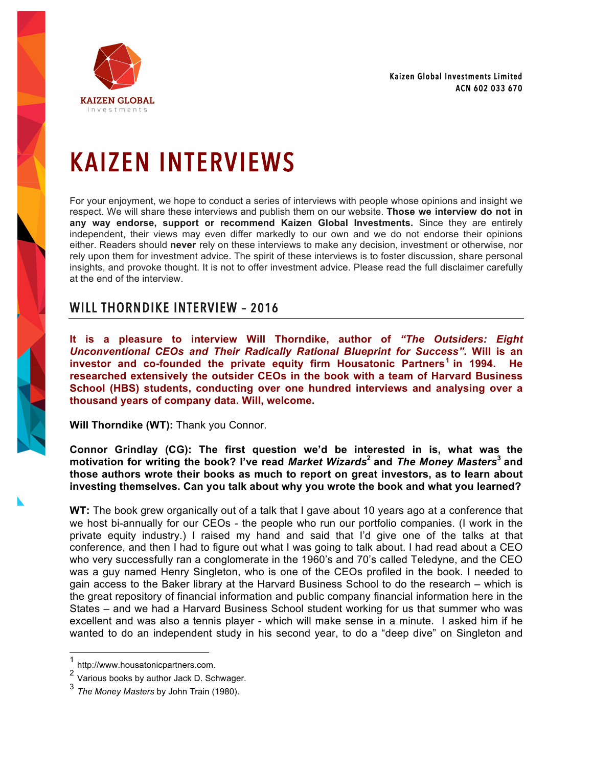Kaizen Global Investments Limited
ACN 602 033 670

# KAIZEN INTERVIEWS

For your enjoyment, we hope to conduct a series of interviews with people whose opinions and insight we respect. We will share these interviews and publish them on our website. **Those we interview do not in any way endorse, support or recommend Kaizen Global Investments.** Since they are entirely independent, their views may even differ markedly to our own and we do not endorse their opinions either. Readers should **never** rely on these interviews to make any decision, investment or otherwise, nor rely upon them for investment advice. The spirit of these interviews is to foster discussion, share personal insights, and provoke thought. It is not to offer investment advice. Please read the full disclaimer carefully at the end of the interview.

## WILL THORNDIKE INTERVIEW – 2016

**It is a pleasure to interview Will Thorndike, author of *"The Outsiders: Eight Unconventional CEOs and Their Radically Rational Blueprint for Success"*. Will is an investor and co-founded the private equity firm Housatonic Partners[1] in 1994. He researched extensively the outsider CEOs in the book with a team of Harvard Business School (HBS) students, conducting over one hundred interviews and analysing over a thousand years of company data. Will, welcome.**

**Will Thorndike (WT):** Thank you Connor.

**Connor Grindlay (CG): The first question we'd be interested in is, what was the motivation for writing the book? I've read *Market Wizards*[2] and *The Money Masters*[3] and those authors wrote their books as much to report on great investors, as to learn about investing themselves. Can you talk about why you wrote the book and what you learned?**

**WT:** The book grew organically out of a talk that I gave about 10 years ago at a conference that we host bi-annually for our CEOs - the people who run our portfolio companies. (I work in the private equity industry.) I raised my hand and said that I'd give one of the talks at that conference, and then I had to figure out what I was going to talk about. I had read about a CEO who very successfully ran a conglomerate in the 1960's and 70's called Teledyne, and the CEO was a guy named Henry Singleton, who is one of the CEOs profiled in the book. I needed to gain access to the Baker library at the Harvard Business School to do the research – which is the great repository of financial information and public company financial information here in the States – and we had a Harvard Business School student working for us that summer who was excellent and was also a tennis player - which will make sense in a minute. I asked him if he wanted to do an independent study in his second year, to do a "deep dive" on Singleton and

---

[1] http://www.housatonicpartners.com.

[2] Various books by author Jack D. Schwager.

[3] *The Money Masters* by John Train (1980).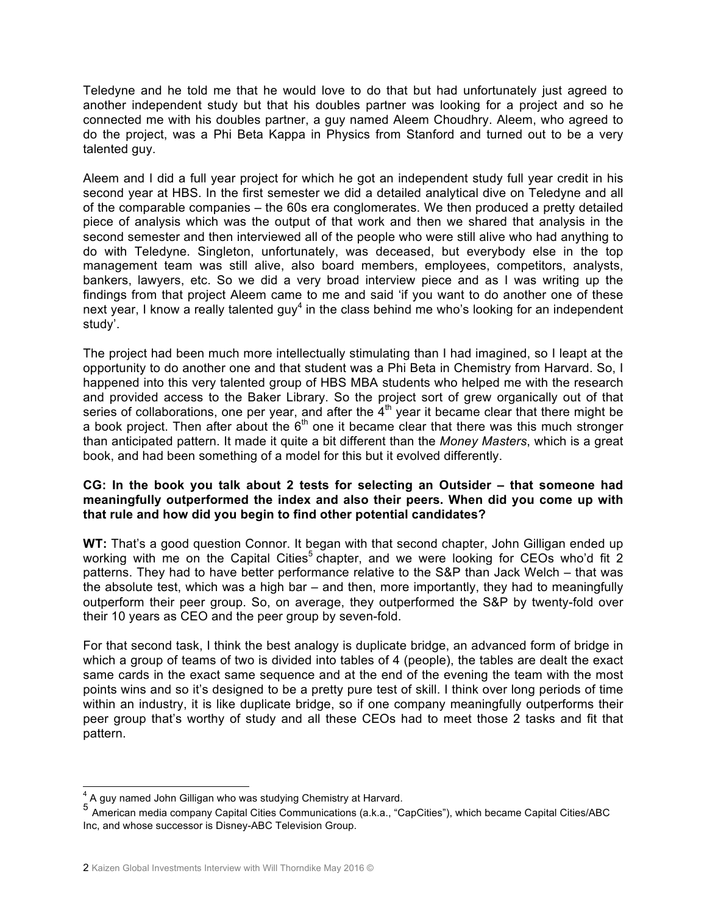Teledyne and he told me that he would love to do that but had unfortunately just agreed to another independent study but that his doubles partner was looking for a project and so he connected me with his doubles partner, a guy named Aleem Choudhry. Aleem, who agreed to do the project, was a Phi Beta Kappa in Physics from Stanford and turned out to be a very talented guy.

Aleem and I did a full year project for which he got an independent study full year credit in his second year at HBS. In the first semester we did a detailed analytical dive on Teledyne and all of the comparable companies – the 60s era conglomerates. We then produced a pretty detailed piece of analysis which was the output of that work and then we shared that analysis in the second semester and then interviewed all of the people who were still alive who had anything to do with Teledyne. Singleton, unfortunately, was deceased, but everybody else in the top management team was still alive, also board members, employees, competitors, analysts, bankers, lawyers, etc. So we did a very broad interview piece and as I was writing up the findings from that project Aleem came to me and said 'if you want to do another one of these next year, I know a really talented guy[4] in the class behind me who's looking for an independent study'.

The project had been much more intellectually stimulating than I had imagined, so I leapt at the opportunity to do another one and that student was a Phi Beta in Chemistry from Harvard. So, I happened into this very talented group of HBS MBA students who helped me with the research and provided access to the Baker Library. So the project sort of grew organically out of that series of collaborations, one per year, and after the 4th year it became clear that there might be a book project. Then after about the 6th one it became clear that there was this much stronger than anticipated pattern. It made it quite a bit different than the *Money Masters*, which is a great book, and had been something of a model for this but it evolved differently.

**CG: In the book you talk about 2 tests for selecting an Outsider – that someone had meaningfully outperformed the index and also their peers. When did you come up with that rule and how did you begin to find other potential candidates?**

**WT:** That's a good question Connor. It began with that second chapter, John Gilligan ended up working with me on the Capital Cities[5] chapter, and we were looking for CEOs who'd fit 2 patterns. They had to have better performance relative to the S&P than Jack Welch – that was the absolute test, which was a high bar – and then, more importantly, they had to meaningfully outperform their peer group. So, on average, they outperformed the S&P by twenty-fold over their 10 years as CEO and the peer group by seven-fold.

For that second task, I think the best analogy is duplicate bridge, an advanced form of bridge in which a group of teams of two is divided into tables of 4 (people), the tables are dealt the exact same cards in the exact same sequence and at the end of the evening the team with the most points wins and so it's designed to be a pretty pure test of skill. I think over long periods of time within an industry, it is like duplicate bridge, so if one company meaningfully outperforms their peer group that's worthy of study and all these CEOs had to meet those 2 tasks and fit that pattern.

---

[4] A guy named John Gilligan who was studying Chemistry at Harvard.

[5] American media company Capital Cities Communications (a.k.a., "CapCities"), which became Capital Cities/ABC Inc, and whose successor is Disney-ABC Television Group.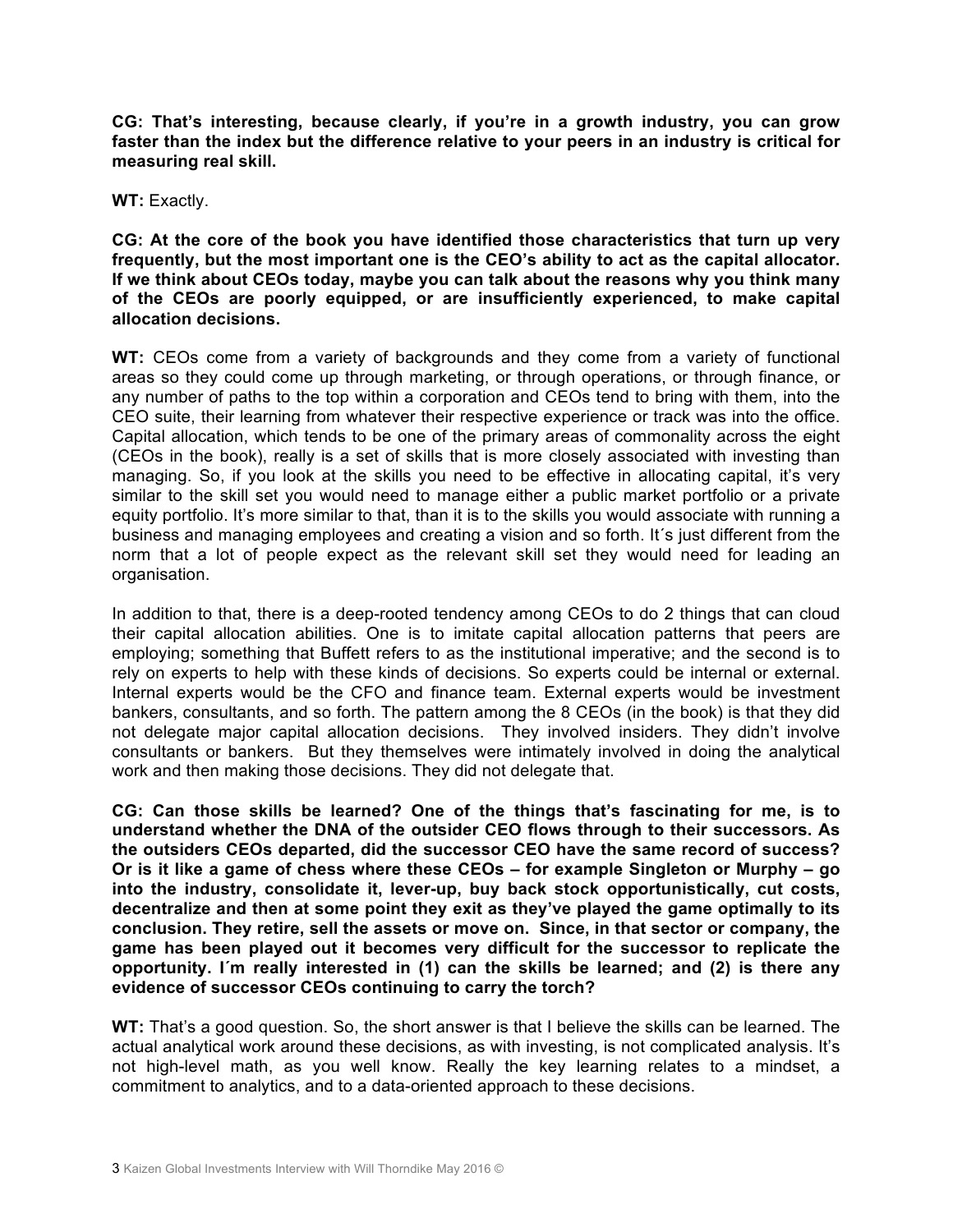**CG: That's interesting, because clearly, if you're in a growth industry, you can grow faster than the index but the difference relative to your peers in an industry is critical for measuring real skill.**

**WT:** Exactly.

**CG: At the core of the book you have identified those characteristics that turn up very frequently, but the most important one is the CEO's ability to act as the capital allocator. If we think about CEOs today, maybe you can talk about the reasons why you think many of the CEOs are poorly equipped, or are insufficiently experienced, to make capital allocation decisions.**

**WT:** CEOs come from a variety of backgrounds and they come from a variety of functional areas so they could come up through marketing, or through operations, or through finance, or any number of paths to the top within a corporation and CEOs tend to bring with them, into the CEO suite, their learning from whatever their respective experience or track was into the office. Capital allocation, which tends to be one of the primary areas of commonality across the eight (CEOs in the book), really is a set of skills that is more closely associated with investing than managing. So, if you look at the skills you need to be effective in allocating capital, it's very similar to the skill set you would need to manage either a public market portfolio or a private equity portfolio. It's more similar to that, than it is to the skills you would associate with running a business and managing employees and creating a vision and so forth. It´s just different from the norm that a lot of people expect as the relevant skill set they would need for leading an organisation.

In addition to that, there is a deep-rooted tendency among CEOs to do 2 things that can cloud their capital allocation abilities. One is to imitate capital allocation patterns that peers are employing; something that Buffett refers to as the institutional imperative; and the second is to rely on experts to help with these kinds of decisions. So experts could be internal or external. Internal experts would be the CFO and finance team. External experts would be investment bankers, consultants, and so forth. The pattern among the 8 CEOs (in the book) is that they did not delegate major capital allocation decisions. They involved insiders. They didn't involve consultants or bankers. But they themselves were intimately involved in doing the analytical work and then making those decisions. They did not delegate that.

**CG: Can those skills be learned? One of the things that's fascinating for me, is to understand whether the DNA of the outsider CEO flows through to their successors. As the outsiders CEOs departed, did the successor CEO have the same record of success? Or is it like a game of chess where these CEOs – for example Singleton or Murphy – go into the industry, consolidate it, lever-up, buy back stock opportunistically, cut costs, decentralize and then at some point they exit as they've played the game optimally to its conclusion. They retire, sell the assets or move on. Since, in that sector or company, the game has been played out it becomes very difficult for the successor to replicate the opportunity. I´m really interested in (1) can the skills be learned; and (2) is there any evidence of successor CEOs continuing to carry the torch?**

**WT:** That's a good question. So, the short answer is that I believe the skills can be learned. The actual analytical work around these decisions, as with investing, is not complicated analysis. It's not high-level math, as you well know. Really the key learning relates to a mindset, a commitment to analytics, and to a data-oriented approach to these decisions.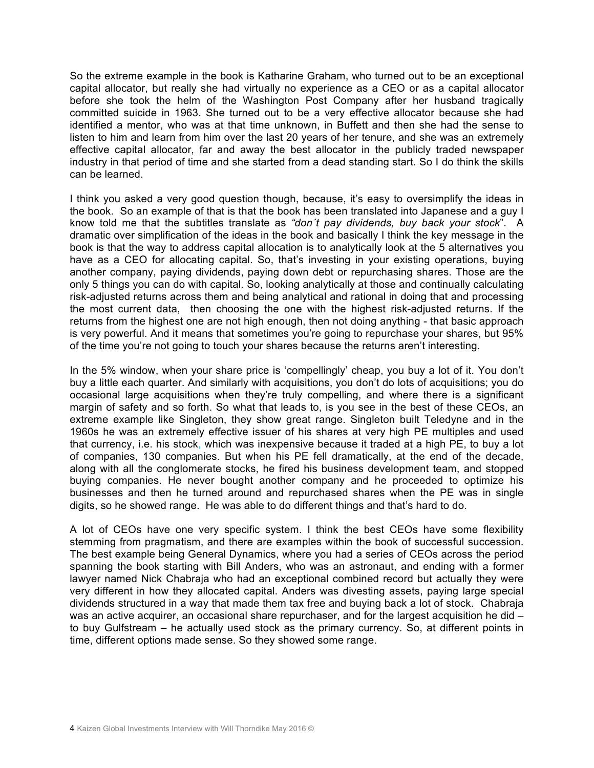So the extreme example in the book is Katharine Graham, who turned out to be an exceptional capital allocator, but really she had virtually no experience as a CEO or as a capital allocator before she took the helm of the Washington Post Company after her husband tragically committed suicide in 1963. She turned out to be a very effective allocator because she had identified a mentor, who was at that time unknown, in Buffett and then she had the sense to listen to him and learn from him over the last 20 years of her tenure, and she was an extremely effective capital allocator, far and away the best allocator in the publicly traded newspaper industry in that period of time and she started from a dead standing start. So I do think the skills can be learned.

I think you asked a very good question though, because, it's easy to oversimplify the ideas in the book. So an example of that is that the book has been translated into Japanese and a guy I know told me that the subtitles translate as *"don´t pay dividends, buy back your stock*". A dramatic over simplification of the ideas in the book and basically I think the key message in the book is that the way to address capital allocation is to analytically look at the 5 alternatives you have as a CEO for allocating capital. So, that's investing in your existing operations, buying another company, paying dividends, paying down debt or repurchasing shares. Those are the only 5 things you can do with capital. So, looking analytically at those and continually calculating risk-adjusted returns across them and being analytical and rational in doing that and processing the most current data, then choosing the one with the highest risk-adjusted returns. If the returns from the highest one are not high enough, then not doing anything - that basic approach is very powerful. And it means that sometimes you're going to repurchase your shares, but 95% of the time you're not going to touch your shares because the returns aren't interesting.

In the 5% window, when your share price is 'compellingly' cheap, you buy a lot of it. You don't buy a little each quarter. And similarly with acquisitions, you don't do lots of acquisitions; you do occasional large acquisitions when they're truly compelling, and where there is a significant margin of safety and so forth. So what that leads to, is you see in the best of these CEOs, an extreme example like Singleton, they show great range. Singleton built Teledyne and in the 1960s he was an extremely effective issuer of his shares at very high PE multiples and used that currency, i.e. his stock, which was inexpensive because it traded at a high PE, to buy a lot of companies, 130 companies. But when his PE fell dramatically, at the end of the decade, along with all the conglomerate stocks, he fired his business development team, and stopped buying companies. He never bought another company and he proceeded to optimize his businesses and then he turned around and repurchased shares when the PE was in single digits, so he showed range. He was able to do different things and that's hard to do.

A lot of CEOs have one very specific system. I think the best CEOs have some flexibility stemming from pragmatism, and there are examples within the book of successful succession. The best example being General Dynamics, where you had a series of CEOs across the period spanning the book starting with Bill Anders, who was an astronaut, and ending with a former lawyer named Nick Chabraja who had an exceptional combined record but actually they were very different in how they allocated capital. Anders was divesting assets, paying large special dividends structured in a way that made them tax free and buying back a lot of stock. Chabraja was an active acquirer, an occasional share repurchaser, and for the largest acquisition he did – to buy Gulfstream – he actually used stock as the primary currency. So, at different points in time, different options made sense. So they showed some range.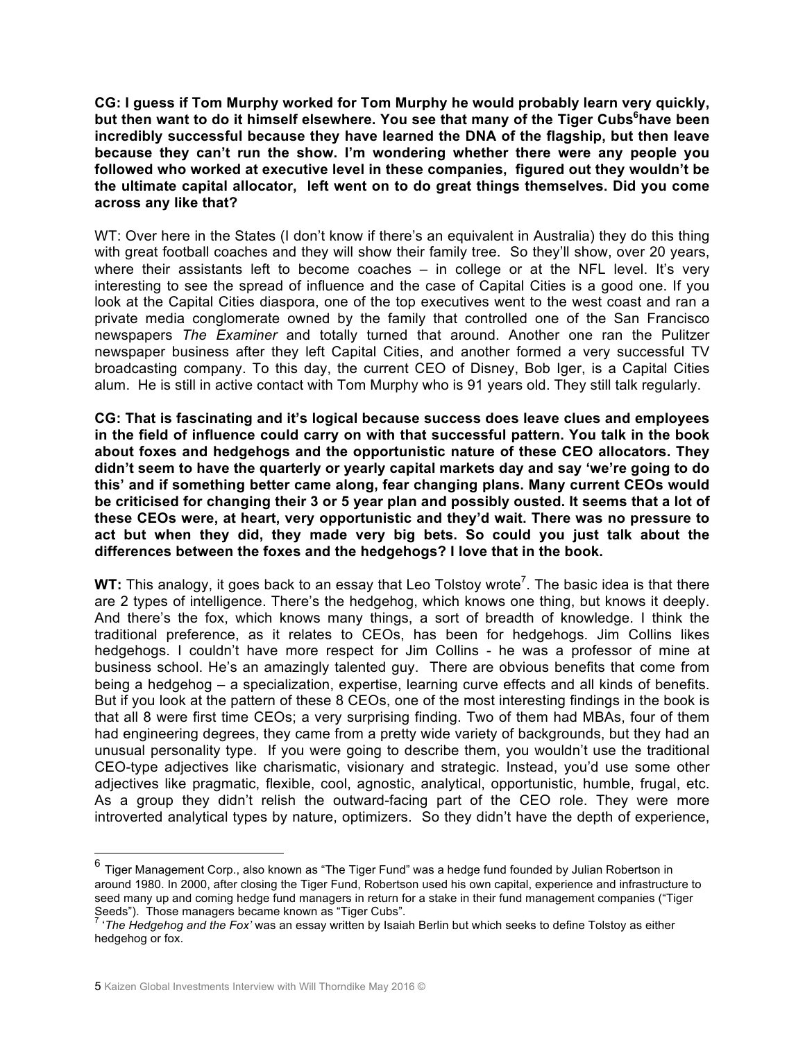**CG: I guess if Tom Murphy worked for Tom Murphy he would probably learn very quickly, but then want to do it himself elsewhere. You see that many of the Tiger Cubs[6] have been incredibly successful because they have learned the DNA of the flagship, but then leave because they can't run the show. I'm wondering whether there were any people you followed who worked at executive level in these companies, figured out they wouldn't be the ultimate capital allocator, left went on to do great things themselves. Did you come across any like that?**

WT: Over here in the States (I don't know if there's an equivalent in Australia) they do this thing with great football coaches and they will show their family tree. So they'll show, over 20 years, where their assistants left to become coaches – in college or at the NFL level. It's very interesting to see the spread of influence and the case of Capital Cities is a good one. If you look at the Capital Cities diaspora, one of the top executives went to the west coast and ran a private media conglomerate owned by the family that controlled one of the San Francisco newspapers *The Examiner* and totally turned that around. Another one ran the Pulitzer newspaper business after they left Capital Cities, and another formed a very successful TV broadcasting company. To this day, the current CEO of Disney, Bob Iger, is a Capital Cities alum. He is still in active contact with Tom Murphy who is 91 years old. They still talk regularly.

**CG: That is fascinating and it's logical because success does leave clues and employees in the field of influence could carry on with that successful pattern. You talk in the book about foxes and hedgehogs and the opportunistic nature of these CEO allocators. They didn't seem to have the quarterly or yearly capital markets day and say 'we're going to do this' and if something better came along, fear changing plans. Many current CEOs would be criticised for changing their 3 or 5 year plan and possibly ousted. It seems that a lot of these CEOs were, at heart, very opportunistic and they'd wait. There was no pressure to act but when they did, they made very big bets. So could you just talk about the differences between the foxes and the hedgehogs? I love that in the book.**

**WT:** This analogy, it goes back to an essay that Leo Tolstoy wrote[7]. The basic idea is that there are 2 types of intelligence. There's the hedgehog, which knows one thing, but knows it deeply. And there's the fox, which knows many things, a sort of breadth of knowledge. I think the traditional preference, as it relates to CEOs, has been for hedgehogs. Jim Collins likes hedgehogs. I couldn't have more respect for Jim Collins - he was a professor of mine at business school. He's an amazingly talented guy. There are obvious benefits that come from being a hedgehog – a specialization, expertise, learning curve effects and all kinds of benefits. But if you look at the pattern of these 8 CEOs, one of the most interesting findings in the book is that all 8 were first time CEOs; a very surprising finding. Two of them had MBAs, four of them had engineering degrees, they came from a pretty wide variety of backgrounds, but they had an unusual personality type. If you were going to describe them, you wouldn't use the traditional CEO-type adjectives like charismatic, visionary and strategic. Instead, you'd use some other adjectives like pragmatic, flexible, cool, agnostic, analytical, opportunistic, humble, frugal, etc. As a group they didn't relish the outward-facing part of the CEO role. They were more introverted analytical types by nature, optimizers. So they didn't have the depth of experience,

---

[6] Tiger Management Corp., also known as "The Tiger Fund" was a hedge fund founded by Julian Robertson in around 1980. In 2000, after closing the Tiger Fund, Robertson used his own capital, experience and infrastructure to seed many up and coming hedge fund managers in return for a stake in their fund management companies ("Tiger Seeds"). Those managers became known as "Tiger Cubs".

[7] '*The Hedgehog and the Fox'* was an essay written by Isaiah Berlin but which seeks to define Tolstoy as either hedgehog or fox.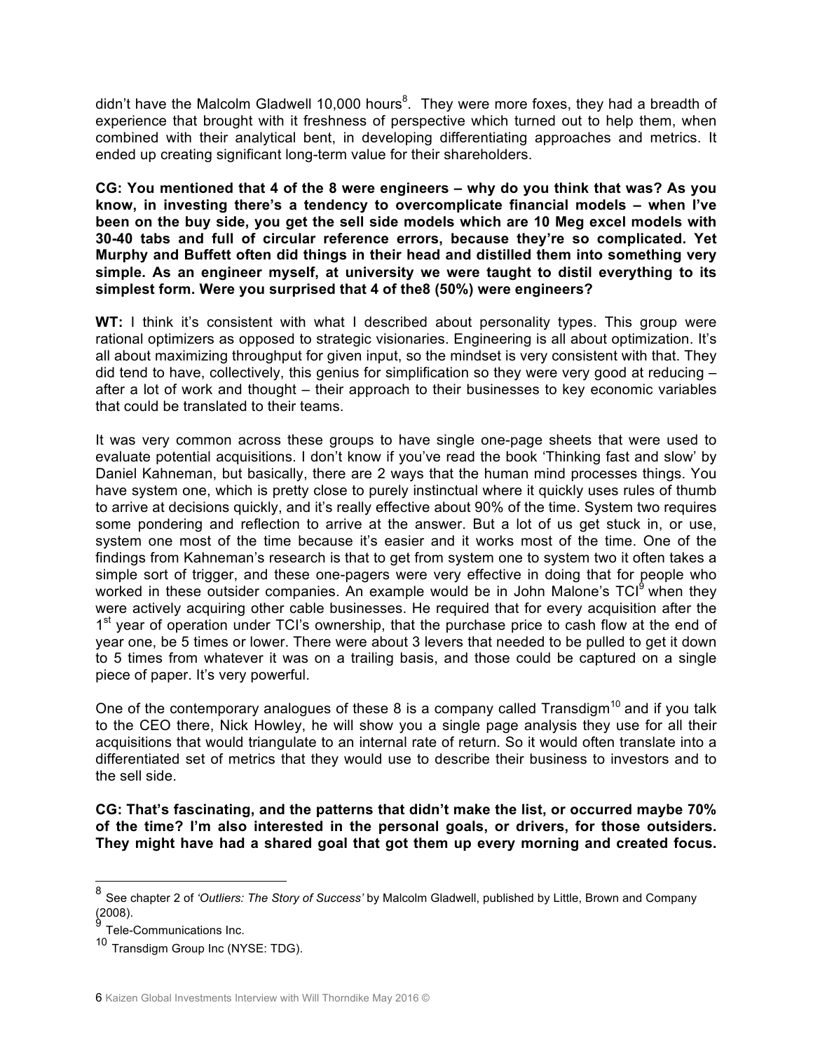didn't have the Malcolm Gladwell 10,000 hours[8]. They were more foxes, they had a breadth of experience that brought with it freshness of perspective which turned out to help them, when combined with their analytical bent, in developing differentiating approaches and metrics. It ended up creating significant long-term value for their shareholders.

**CG: You mentioned that 4 of the 8 were engineers – why do you think that was? As you know, in investing there's a tendency to overcomplicate financial models – when I've been on the buy side, you get the sell side models which are 10 Meg excel models with 30-40 tabs and full of circular reference errors, because they're so complicated. Yet Murphy and Buffett often did things in their head and distilled them into something very simple. As an engineer myself, at university we were taught to distil everything to its simplest form. Were you surprised that 4 of the8 (50%) were engineers?**

**WT:** I think it's consistent with what I described about personality types. This group were rational optimizers as opposed to strategic visionaries. Engineering is all about optimization. It's all about maximizing throughput for given input, so the mindset is very consistent with that. They did tend to have, collectively, this genius for simplification so they were very good at reducing – after a lot of work and thought – their approach to their businesses to key economic variables that could be translated to their teams.

It was very common across these groups to have single one-page sheets that were used to evaluate potential acquisitions. I don't know if you've read the book 'Thinking fast and slow' by Daniel Kahneman, but basically, there are 2 ways that the human mind processes things. You have system one, which is pretty close to purely instinctual where it quickly uses rules of thumb to arrive at decisions quickly, and it's really effective about 90% of the time. System two requires some pondering and reflection to arrive at the answer. But a lot of us get stuck in, or use, system one most of the time because it's easier and it works most of the time. One of the findings from Kahneman's research is that to get from system one to system two it often takes a simple sort of trigger, and these one-pagers were very effective in doing that for people who worked in these outsider companies. An example would be in John Malone's TCI[9] when they were actively acquiring other cable businesses. He required that for every acquisition after the 1st year of operation under TCI's ownership, that the purchase price to cash flow at the end of year one, be 5 times or lower. There were about 3 levers that needed to be pulled to get it down to 5 times from whatever it was on a trailing basis, and those could be captured on a single piece of paper. It's very powerful.

One of the contemporary analogues of these 8 is a company called Transdigm[10] and if you talk to the CEO there, Nick Howley, he will show you a single page analysis they use for all their acquisitions that would triangulate to an internal rate of return. So it would often translate into a differentiated set of metrics that they would use to describe their business to investors and to the sell side.

**CG: That's fascinating, and the patterns that didn't make the list, or occurred maybe 70% of the time? I'm also interested in the personal goals, or drivers, for those outsiders. They might have had a shared goal that got them up every morning and created focus.**

---

[8] See chapter 2 of *'Outliers: The Story of Success'* by Malcolm Gladwell, published by Little, Brown and Company (2008).

[9] Tele-Communications Inc.

[10] Transdigm Group Inc (NYSE: TDG).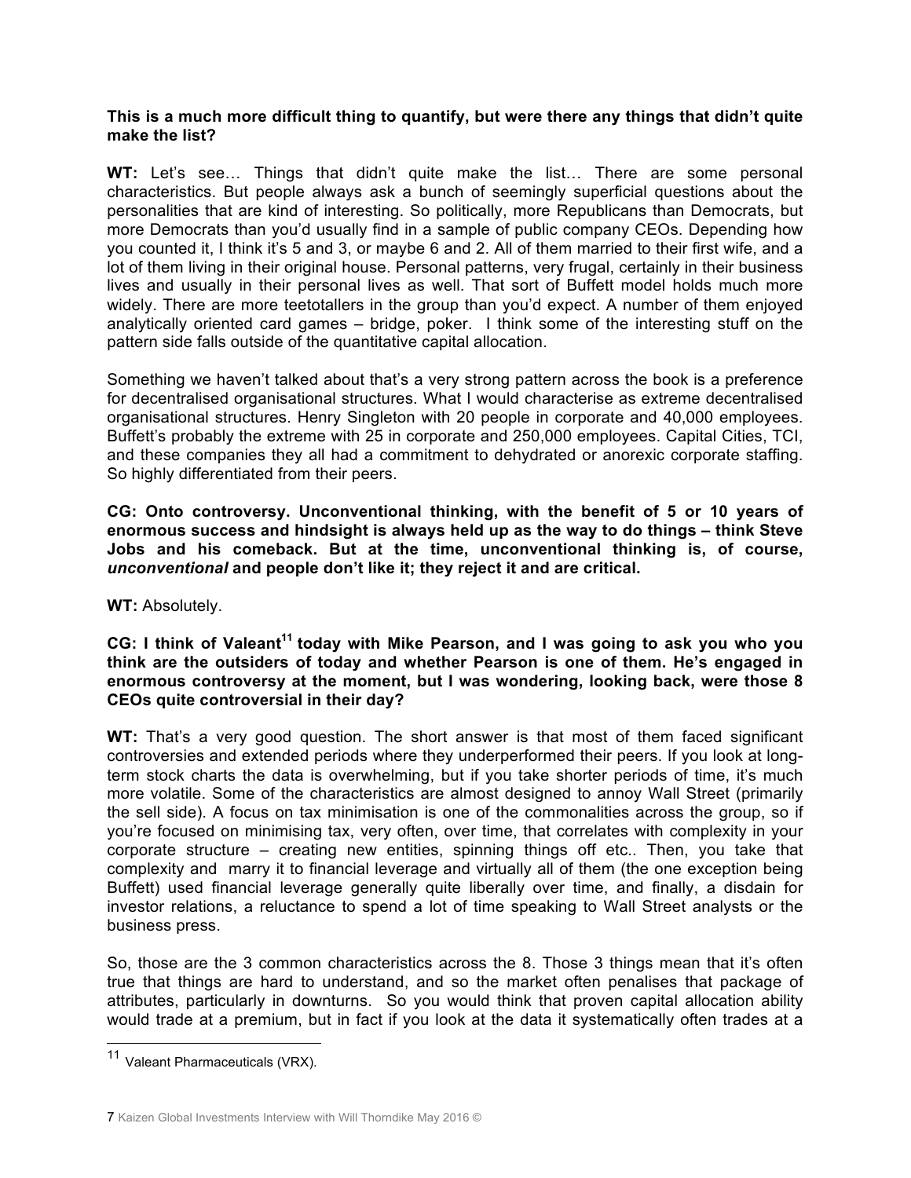**This is a much more difficult thing to quantify, but were there any things that didn't quite make the list?**

**WT:** Let's see… Things that didn't quite make the list… There are some personal characteristics. But people always ask a bunch of seemingly superficial questions about the personalities that are kind of interesting. So politically, more Republicans than Democrats, but more Democrats than you'd usually find in a sample of public company CEOs. Depending how you counted it, I think it's 5 and 3, or maybe 6 and 2. All of them married to their first wife, and a lot of them living in their original house. Personal patterns, very frugal, certainly in their business lives and usually in their personal lives as well. That sort of Buffett model holds much more widely. There are more teetotallers in the group than you'd expect. A number of them enjoyed analytically oriented card games – bridge, poker. I think some of the interesting stuff on the pattern side falls outside of the quantitative capital allocation.

Something we haven't talked about that's a very strong pattern across the book is a preference for decentralised organisational structures. What I would characterise as extreme decentralised organisational structures. Henry Singleton with 20 people in corporate and 40,000 employees. Buffett's probably the extreme with 25 in corporate and 250,000 employees. Capital Cities, TCI, and these companies they all had a commitment to dehydrated or anorexic corporate staffing. So highly differentiated from their peers.

**CG: Onto controversy. Unconventional thinking, with the benefit of 5 or 10 years of enormous success and hindsight is always held up as the way to do things – think Steve Jobs and his comeback. But at the time, unconventional thinking is, of course, *unconventional* and people don't like it; they reject it and are critical.**

**WT:** Absolutely.

**CG: I think of Valeant[11] today with Mike Pearson, and I was going to ask you who you think are the outsiders of today and whether Pearson is one of them. He's engaged in enormous controversy at the moment, but I was wondering, looking back, were those 8 CEOs quite controversial in their day?**

**WT:** That's a very good question. The short answer is that most of them faced significant controversies and extended periods where they underperformed their peers. If you look at long-term stock charts the data is overwhelming, but if you take shorter periods of time, it's much more volatile. Some of the characteristics are almost designed to annoy Wall Street (primarily the sell side). A focus on tax minimisation is one of the commonalities across the group, so if you're focused on minimising tax, very often, over time, that correlates with complexity in your corporate structure – creating new entities, spinning things off etc.. Then, you take that complexity and marry it to financial leverage and virtually all of them (the one exception being Buffett) used financial leverage generally quite liberally over time, and finally, a disdain for investor relations, a reluctance to spend a lot of time speaking to Wall Street analysts or the business press.

So, those are the 3 common characteristics across the 8. Those 3 things mean that it's often true that things are hard to understand, and so the market often penalises that package of attributes, particularly in downturns. So you would think that proven capital allocation ability would trade at a premium, but in fact if you look at the data it systematically often trades at a

---

[11] Valeant Pharmaceuticals (VRX).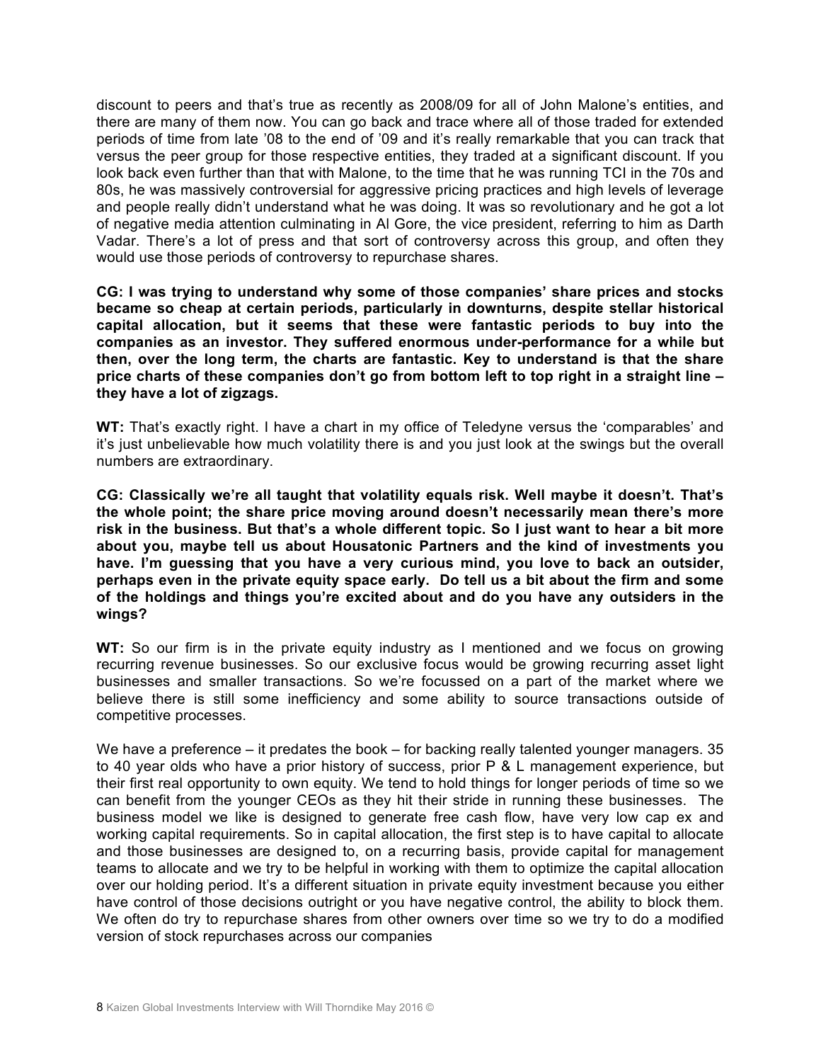discount to peers and that's true as recently as 2008/09 for all of John Malone's entities, and there are many of them now. You can go back and trace where all of those traded for extended periods of time from late '08 to the end of '09 and it's really remarkable that you can track that versus the peer group for those respective entities, they traded at a significant discount. If you look back even further than that with Malone, to the time that he was running TCI in the 70s and 80s, he was massively controversial for aggressive pricing practices and high levels of leverage and people really didn't understand what he was doing. It was so revolutionary and he got a lot of negative media attention culminating in Al Gore, the vice president, referring to him as Darth Vadar. There's a lot of press and that sort of controversy across this group, and often they would use those periods of controversy to repurchase shares.

**CG: I was trying to understand why some of those companies' share prices and stocks became so cheap at certain periods, particularly in downturns, despite stellar historical capital allocation, but it seems that these were fantastic periods to buy into the companies as an investor. They suffered enormous under-performance for a while but then, over the long term, the charts are fantastic. Key to understand is that the share price charts of these companies don't go from bottom left to top right in a straight line – they have a lot of zigzags.**

**WT:** That's exactly right. I have a chart in my office of Teledyne versus the 'comparables' and it's just unbelievable how much volatility there is and you just look at the swings but the overall numbers are extraordinary.

**CG: Classically we're all taught that volatility equals risk. Well maybe it doesn't. That's the whole point; the share price moving around doesn't necessarily mean there's more risk in the business. But that's a whole different topic. So I just want to hear a bit more about you, maybe tell us about Housatonic Partners and the kind of investments you have. I'm guessing that you have a very curious mind, you love to back an outsider, perhaps even in the private equity space early. Do tell us a bit about the firm and some of the holdings and things you're excited about and do you have any outsiders in the wings?**

**WT:** So our firm is in the private equity industry as I mentioned and we focus on growing recurring revenue businesses. So our exclusive focus would be growing recurring asset light businesses and smaller transactions. So we're focussed on a part of the market where we believe there is still some inefficiency and some ability to source transactions outside of competitive processes.

We have a preference – it predates the book – for backing really talented younger managers. 35 to 40 year olds who have a prior history of success, prior P & L management experience, but their first real opportunity to own equity. We tend to hold things for longer periods of time so we can benefit from the younger CEOs as they hit their stride in running these businesses. The business model we like is designed to generate free cash flow, have very low cap ex and working capital requirements. So in capital allocation, the first step is to have capital to allocate and those businesses are designed to, on a recurring basis, provide capital for management teams to allocate and we try to be helpful in working with them to optimize the capital allocation over our holding period. It's a different situation in private equity investment because you either have control of those decisions outright or you have negative control, the ability to block them. We often do try to repurchase shares from other owners over time so we try to do a modified version of stock repurchases across our companies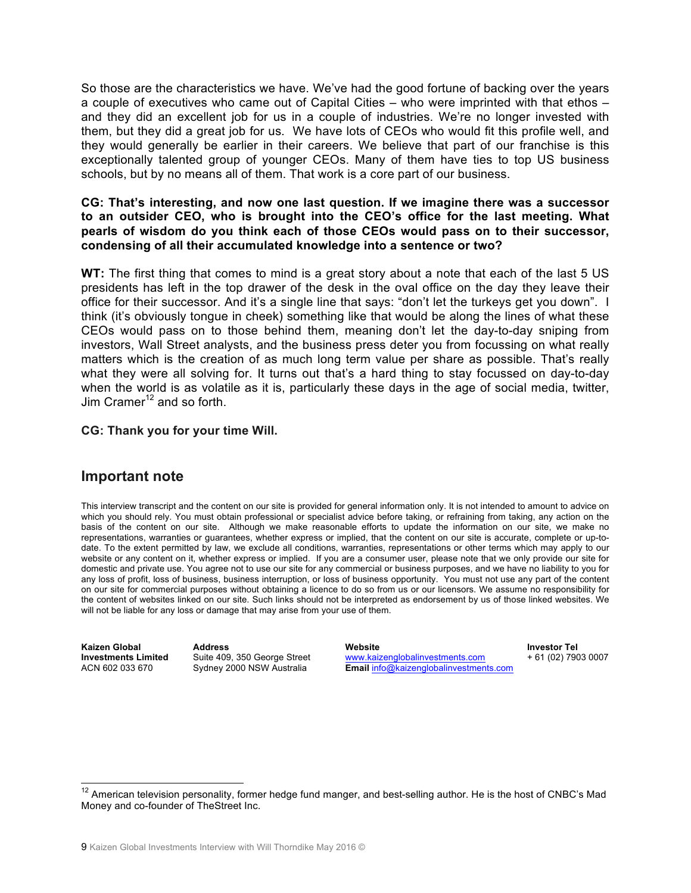So those are the characteristics we have. We've had the good fortune of backing over the years a couple of executives who came out of Capital Cities – who were imprinted with that ethos – and they did an excellent job for us in a couple of industries. We're no longer invested with them, but they did a great job for us. We have lots of CEOs who would fit this profile well, and they would generally be earlier in their careers. We believe that part of our franchise is this exceptionally talented group of younger CEOs. Many of them have ties to top US business schools, but by no means all of them. That work is a core part of our business.

**CG: That's interesting, and now one last question. If we imagine there was a successor to an outsider CEO, who is brought into the CEO's office for the last meeting. What pearls of wisdom do you think each of those CEOs would pass on to their successor, condensing of all their accumulated knowledge into a sentence or two?**

**WT:** The first thing that comes to mind is a great story about a note that each of the last 5 US presidents has left in the top drawer of the desk in the oval office on the day they leave their office for their successor. And it's a single line that says: "don't let the turkeys get you down". I think (it's obviously tongue in cheek) something like that would be along the lines of what these CEOs would pass on to those behind them, meaning don't let the day-to-day sniping from investors, Wall Street analysts, and the business press deter you from focussing on what really matters which is the creation of as much long term value per share as possible. That's really what they were all solving for. It turns out that's a hard thing to stay focussed on day-to-day when the world is as volatile as it is, particularly these days in the age of social media, twitter, Jim Cramer[12] and so forth.

**CG: Thank you for your time Will.**

## Important note

This interview transcript and the content on our site is provided for general information only. It is not intended to amount to advice on which you should rely. You must obtain professional or specialist advice before taking, or refraining from taking, any action on the basis of the content on our site. Although we make reasonable efforts to update the information on our site, we make no representations, warranties or guarantees, whether express or implied, that the content on our site is accurate, complete or up-to-date. To the extent permitted by law, we exclude all conditions, warranties, representations or other terms which may apply to our website or any content on it, whether express or implied. If you are a consumer user, please note that we only provide our site for domestic and private use. You agree not to use our site for any commercial or business purposes, and we have no liability to you for any loss of profit, loss of business, business interruption, or loss of business opportunity. You must not use any part of the content on our site for commercial purposes without obtaining a licence to do so from us or our licensors. We assume no responsibility for the content of websites linked on our site. Such links should not be interpreted as endorsement by us of those linked websites. We will not be liable for any loss or damage that may arise from your use of them.

**Kaizen Global Investments Limited**
ACN 602 033 670

**Address**
Suite 409, 350 George Street
Sydney 2000 NSW Australia

**Website**
www.kaizenglobalinvestments.com
**Email** info@kaizenglobalinvestments.com

**Investor Tel**
+ 61 (02) 7903 0007

[12] American television personality, former hedge fund manger, and best-selling author. He is the host of CNBC's Mad Money and co-founder of TheStreet Inc.